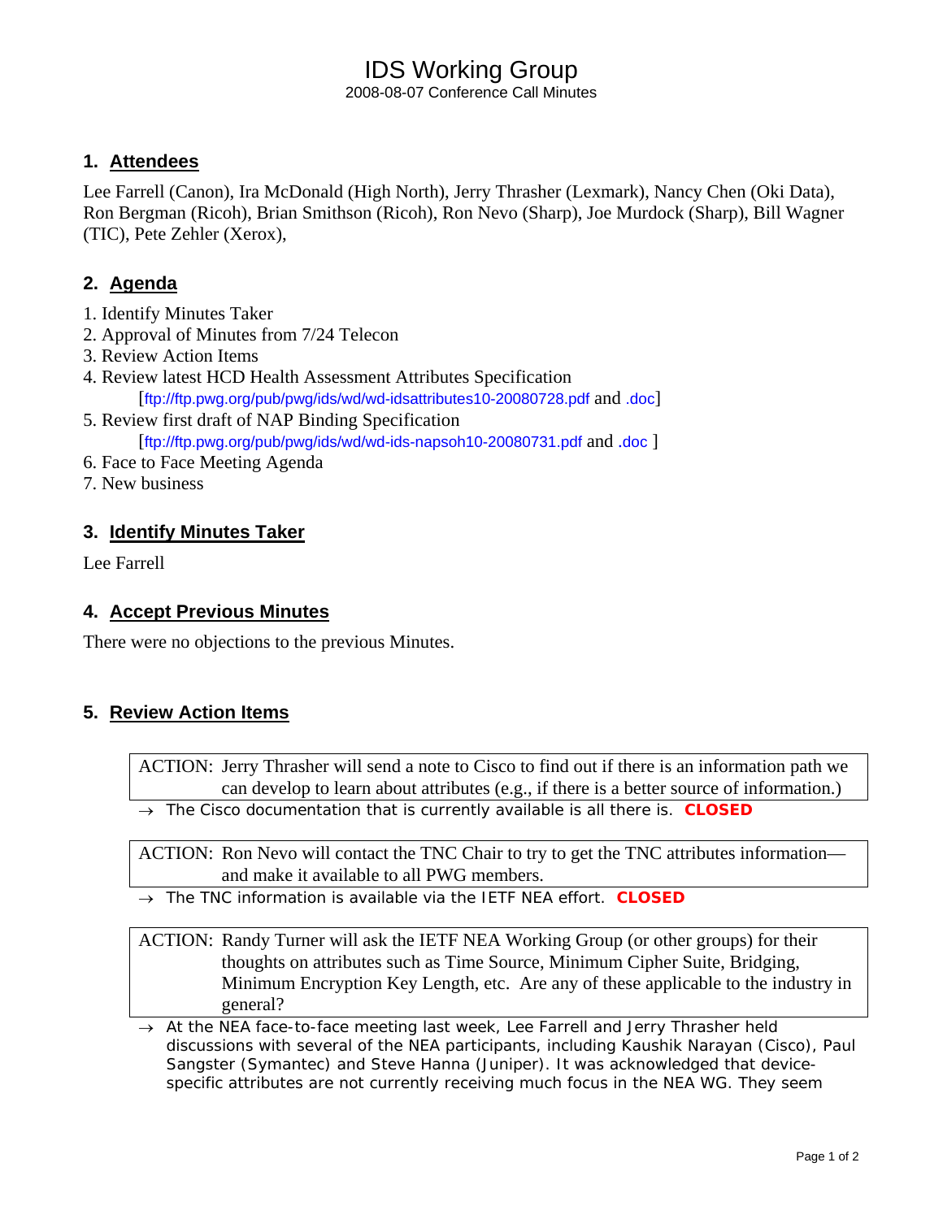# IDS Working Group

2008-08-07 Conference Call Minutes

## 1. Attendees

Lee Farrell (Canon), Ira McDonald (High North), Jerry Thrasher (Lexmark), Nancy Chen (Oki Data), Ron Bergman (Ricoh), Brian Smithson (Ricoh), Ron Nevo (Sharp), Joe Murdock (Sharp), Bill Wagner (TIC), Pete Zehler (Xerox),

## 2. Agenda

1. Identify Minutes Taker
2. Approval of Minutes from 7/24 Telecon
3. Review Action Items
4. Review latest HCD Health Assessment Attributes Specification
   [ftp://ftp.pwg.org/pub/pwg/ids/wd/wd-idsattributes10-20080728.pdf and .doc]
5. Review first draft of NAP Binding Specification
   [ftp://ftp.pwg.org/pub/pwg/ids/wd/wd-ids-napsoh10-20080731.pdf and .doc ]
6. Face to Face Meeting Agenda
7. New business

## 3. Identify Minutes Taker

Lee Farrell

## 4. Accept Previous Minutes

There were no objections to the previous Minutes.

## 5. Review Action Items

ACTION: Jerry Thrasher will send a note to Cisco to find out if there is an information path we can develop to learn about attributes (e.g., if there is a better source of information.)

→ The Cisco documentation that is currently available is all there is. **CLOSED**

ACTION: Ron Nevo will contact the TNC Chair to try to get the TNC attributes information—and make it available to all PWG members.

→ The TNC information is available via the IETF NEA effort. **CLOSED**

ACTION: Randy Turner will ask the IETF NEA Working Group (or other groups) for their thoughts on attributes such as Time Source, Minimum Cipher Suite, Bridging, Minimum Encryption Key Length, etc. Are any of these applicable to the industry in general?

→ At the NEA face-to-face meeting last week, Lee Farrell and Jerry Thrasher held discussions with several of the NEA participants, including Kaushik Narayan (Cisco), Paul Sangster (Symantec) and Steve Hanna (Juniper). It was acknowledged that device-specific attributes are not currently receiving much focus in the NEA WG. They seem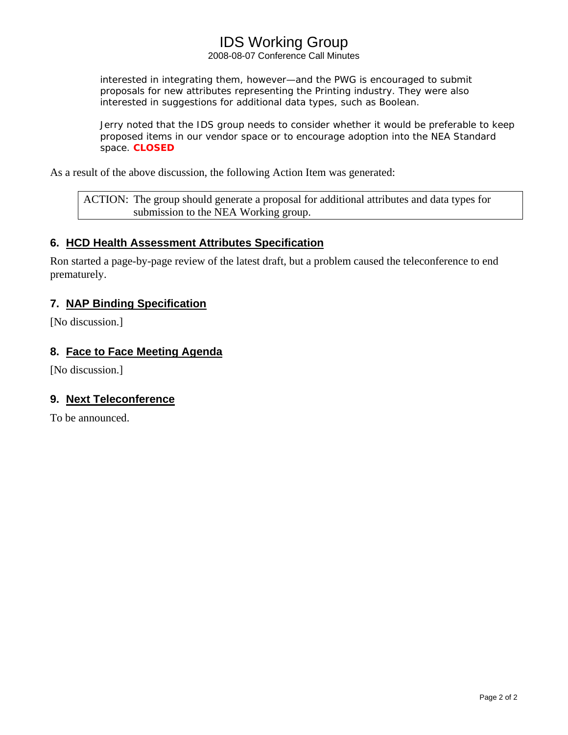interested in integrating them, however—and the PWG is encouraged to submit proposals for new attributes representing the Printing industry. They were also interested in suggestions for additional data types, such as Boolean.

Jerry noted that the IDS group needs to consider whether it would be preferable to keep proposed items in our vendor space or to encourage adoption into the NEA Standard space. **CLOSED**

As a result of the above discussion, the following Action Item was generated:

> ACTION: The group should generate a proposal for additional attributes and data types for submission to the NEA Working group.

## 6. HCD Health Assessment Attributes Specification

Ron started a page-by-page review of the latest draft, but a problem caused the teleconference to end prematurely.

## 7. NAP Binding Specification

[No discussion.]

## 8. Face to Face Meeting Agenda

[No discussion.]

## 9. Next Teleconference

To be announced.